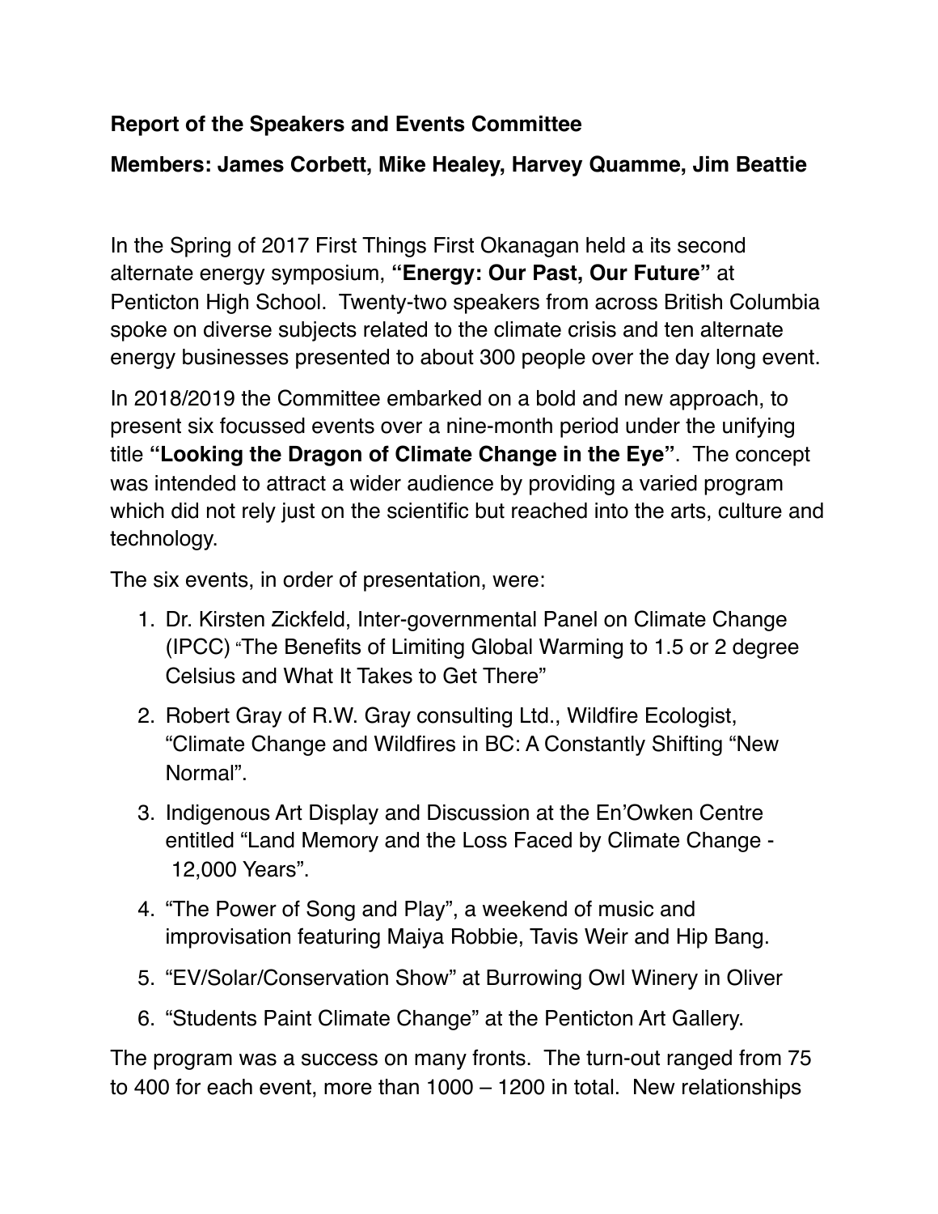**Report of the Speakers and Events Committee**

**Members: James Corbett, Mike Healey, Harvey Quamme, Jim Beattie**

In the Spring of 2017 First Things First Okanagan held a its second alternate energy symposium, **"Energy: Our Past, Our Future"** at Penticton High School. Twenty-two speakers from across British Columbia spoke on diverse subjects related to the climate crisis and ten alternate energy businesses presented to about 300 people over the day long event.

In 2018/2019 the Committee embarked on a bold and new approach, to present six focussed events over a nine-month period under the unifying title **"Looking the Dragon of Climate Change in the Eye"**. The concept was intended to attract a wider audience by providing a varied program which did not rely just on the scientific but reached into the arts, culture and technology.

The six events, in order of presentation, were:

1. Dr. Kirsten Zickfeld, Inter-governmental Panel on Climate Change (IPCC) "The Benefits of Limiting Global Warming to 1.5 or 2 degree Celsius and What It Takes to Get There"
2. Robert Gray of R.W. Gray consulting Ltd., Wildfire Ecologist, "Climate Change and Wildfires in BC: A Constantly Shifting "New Normal".
3. Indigenous Art Display and Discussion at the En'Owken Centre entitled "Land Memory and the Loss Faced by Climate Change - 12,000 Years".
4. "The Power of Song and Play", a weekend of music and improvisation featuring Maiya Robbie, Tavis Weir and Hip Bang.
5. "EV/Solar/Conservation Show" at Burrowing Owl Winery in Oliver
6. "Students Paint Climate Change" at the Penticton Art Gallery.

The program was a success on many fronts. The turn-out ranged from 75 to 400 for each event, more than 1000 – 1200 in total. New relationships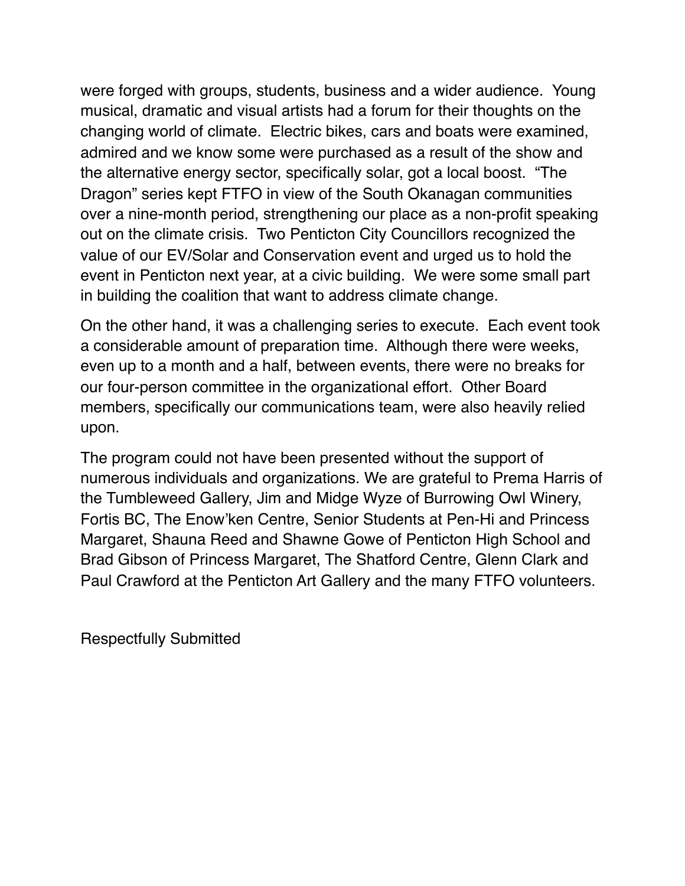were forged with groups, students, business and a wider audience. Young musical, dramatic and visual artists had a forum for their thoughts on the changing world of climate. Electric bikes, cars and boats were examined, admired and we know some were purchased as a result of the show and the alternative energy sector, specifically solar, got a local boost. "The Dragon" series kept FTFO in view of the South Okanagan communities over a nine-month period, strengthening our place as a non-profit speaking out on the climate crisis. Two Penticton City Councillors recognized the value of our EV/Solar and Conservation event and urged us to hold the event in Penticton next year, at a civic building. We were some small part in building the coalition that want to address climate change.

On the other hand, it was a challenging series to execute. Each event took a considerable amount of preparation time. Although there were weeks, even up to a month and a half, between events, there were no breaks for our four-person committee in the organizational effort. Other Board members, specifically our communications team, were also heavily relied upon.

The program could not have been presented without the support of numerous individuals and organizations. We are grateful to Prema Harris of the Tumbleweed Gallery, Jim and Midge Wyze of Burrowing Owl Winery, Fortis BC, The Enow'ken Centre, Senior Students at Pen-Hi and Princess Margaret, Shauna Reed and Shawne Gowe of Penticton High School and Brad Gibson of Princess Margaret, The Shatford Centre, Glenn Clark and Paul Crawford at the Penticton Art Gallery and the many FTFO volunteers.

Respectfully Submitted